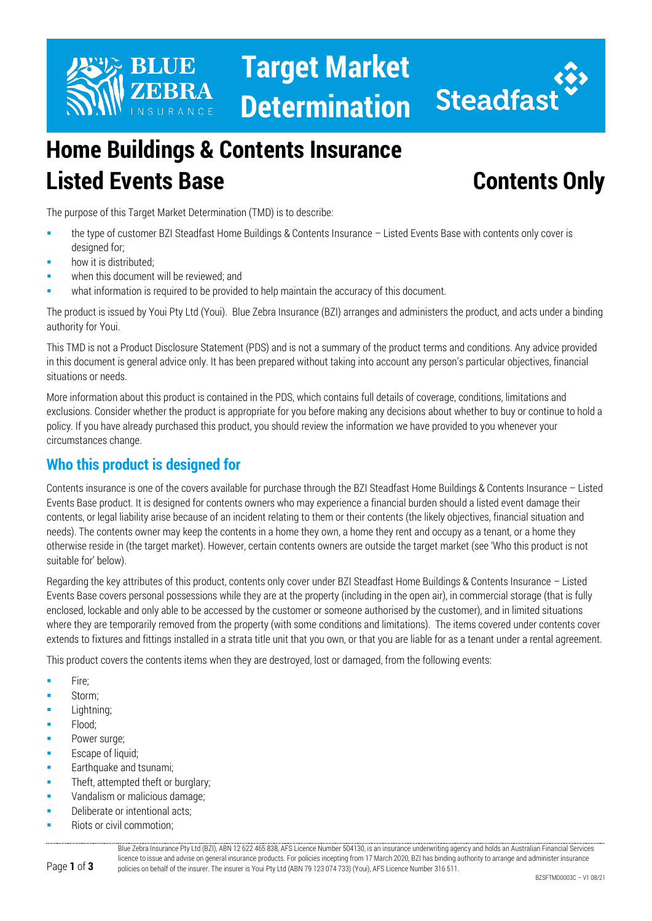# Target Market Determination

# Home Buildings & Contents Insurance Listed Events Base

## Contents Only

The purpose of this Target Market Determination (TMD) is to describe:

- the type of customer BZI Steadfast Home Buildings & Contents Insurance – Listed Events Base with contents only cover is designed for;
- how it is distributed;
- when this document will be reviewed; and
- what information is required to be provided to help maintain the accuracy of this document.

The product is issued by Youi Pty Ltd (Youi). Blue Zebra Insurance (BZI) arranges and administers the product, and acts under a binding authority for Youi.

This TMD is not a Product Disclosure Statement (PDS) and is not a summary of the product terms and conditions. Any advice provided in this document is general advice only. It has been prepared without taking into account any person's particular objectives, financial situations or needs.

More information about this product is contained in the PDS, which contains full details of coverage, conditions, limitations and exclusions. Consider whether the product is appropriate for you before making any decisions about whether to buy or continue to hold a policy. If you have already purchased this product, you should review the information we have provided to you whenever your circumstances change.

## Who this product is designed for

Contents insurance is one of the covers available for purchase through the BZI Steadfast Home Buildings & Contents Insurance – Listed Events Base product. It is designed for contents owners who may experience a financial burden should a listed event damage their contents, or legal liability arise because of an incident relating to them or their contents (the likely objectives, financial situation and needs). The contents owner may keep the contents in a home they own, a home they rent and occupy as a tenant, or a home they otherwise reside in (the target market). However, certain contents owners are outside the target market (see 'Who this product is not suitable for' below).

Regarding the key attributes of this product, contents only cover under BZI Steadfast Home Buildings & Contents Insurance – Listed Events Base covers personal possessions while they are at the property (including in the open air), in commercial storage (that is fully enclosed, lockable and only able to be accessed by the customer or someone authorised by the customer), and in limited situations where they are temporarily removed from the property (with some conditions and limitations). The items covered under contents cover extends to fixtures and fittings installed in a strata title unit that you own, or that you are liable for as a tenant under a rental agreement.

This product covers the contents items when they are destroyed, lost or damaged, from the following events:

- Fire;
- Storm;
- Lightning;
- Flood;
- Power surge;
- Escape of liquid;
- Earthquake and tsunami;
- Theft, attempted theft or burglary;
- Vandalism or malicious damage;
- Deliberate or intentional acts;
- Riots or civil commotion;

Blue Zebra Insurance Pty Ltd (BZI), ABN 12 622 465 838, AFS Licence Number 504130, is an insurance underwriting agency and holds an Australian Financial Services licence to issue and advise on general insurance products. For policies incepting from 17 March 2020, BZI has binding authority to arrange and administer insurance policies on behalf of the insurer. The insurer is Youi Pty Ltd (ABN 79 123 074 733) (Youi), AFS Licence Number 316 511.

BZSFTMD0003C – V1 08/21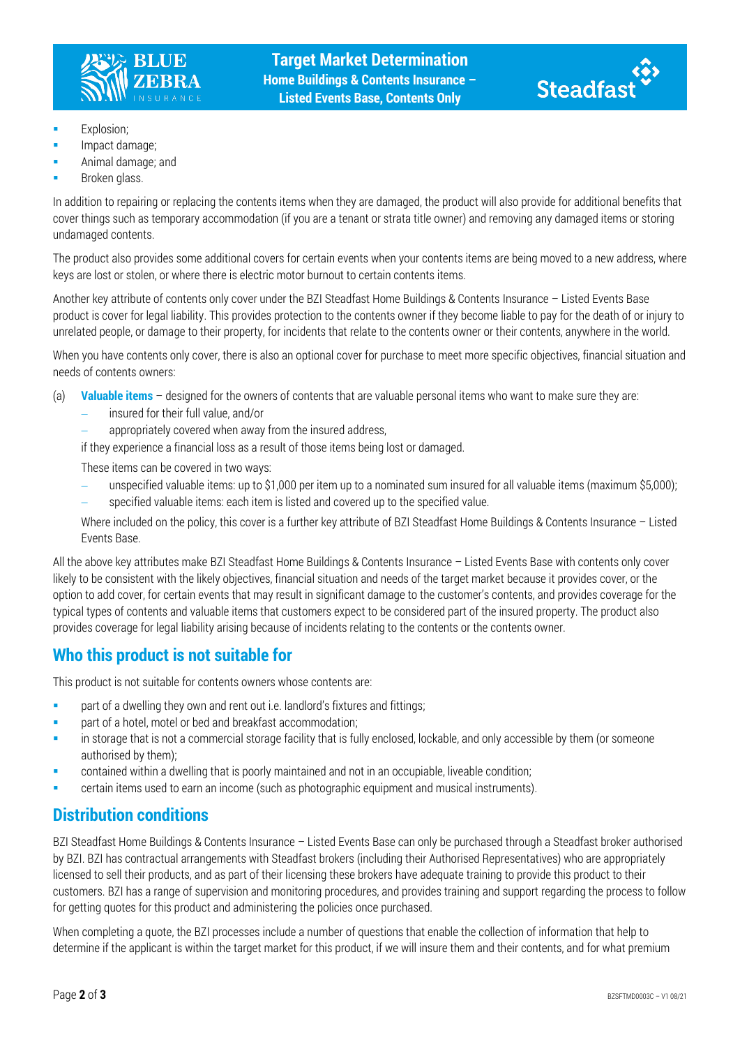- Explosion;
- Impact damage;
- Animal damage; and
- Broken glass.

In addition to repairing or replacing the contents items when they are damaged, the product will also provide for additional benefits that cover things such as temporary accommodation (if you are a tenant or strata title owner) and removing any damaged items or storing undamaged contents.

The product also provides some additional covers for certain events when your contents items are being moved to a new address, where keys are lost or stolen, or where there is electric motor burnout to certain contents items.

Another key attribute of contents only cover under the BZI Steadfast Home Buildings & Contents Insurance – Listed Events Base product is cover for legal liability. This provides protection to the contents owner if they become liable to pay for the death of or injury to unrelated people, or damage to their property, for incidents that relate to the contents owner or their contents, anywhere in the world.

When you have contents only cover, there is also an optional cover for purchase to meet more specific objectives, financial situation and needs of contents owners:

(a) **Valuable items** – designed for the owners of contents that are valuable personal items who want to make sure they are:
  - insured for their full value, and/or
  - appropriately covered when away from the insured address,

  if they experience a financial loss as a result of those items being lost or damaged.

  These items can be covered in two ways:
  - unspecified valuable items: up to $1,000 per item up to a nominated sum insured for all valuable items (maximum $5,000);
  - specified valuable items: each item is listed and covered up to the specified value.

  Where included on the policy, this cover is a further key attribute of BZI Steadfast Home Buildings & Contents Insurance – Listed Events Base.

All the above key attributes make BZI Steadfast Home Buildings & Contents Insurance – Listed Events Base with contents only cover likely to be consistent with the likely objectives, financial situation and needs of the target market because it provides cover, or the option to add cover, for certain events that may result in significant damage to the customer's contents, and provides coverage for the typical types of contents and valuable items that customers expect to be considered part of the insured property. The product also provides coverage for legal liability arising because of incidents relating to the contents or the contents owner.

## Who this product is not suitable for

This product is not suitable for contents owners whose contents are:

- part of a dwelling they own and rent out i.e. landlord's fixtures and fittings;
- part of a hotel, motel or bed and breakfast accommodation;
- in storage that is not a commercial storage facility that is fully enclosed, lockable, and only accessible by them (or someone authorised by them);
- contained within a dwelling that is poorly maintained and not in an occupiable, liveable condition;
- certain items used to earn an income (such as photographic equipment and musical instruments).

## Distribution conditions

BZI Steadfast Home Buildings & Contents Insurance – Listed Events Base can only be purchased through a Steadfast broker authorised by BZI. BZI has contractual arrangements with Steadfast brokers (including their Authorised Representatives) who are appropriately licensed to sell their products, and as part of their licensing these brokers have adequate training to provide this product to their customers. BZI has a range of supervision and monitoring procedures, and provides training and support regarding the process to follow for getting quotes for this product and administering the policies once purchased.

When completing a quote, the BZI processes include a number of questions that enable the collection of information that help to determine if the applicant is within the target market for this product, if we will insure them and their contents, and for what premium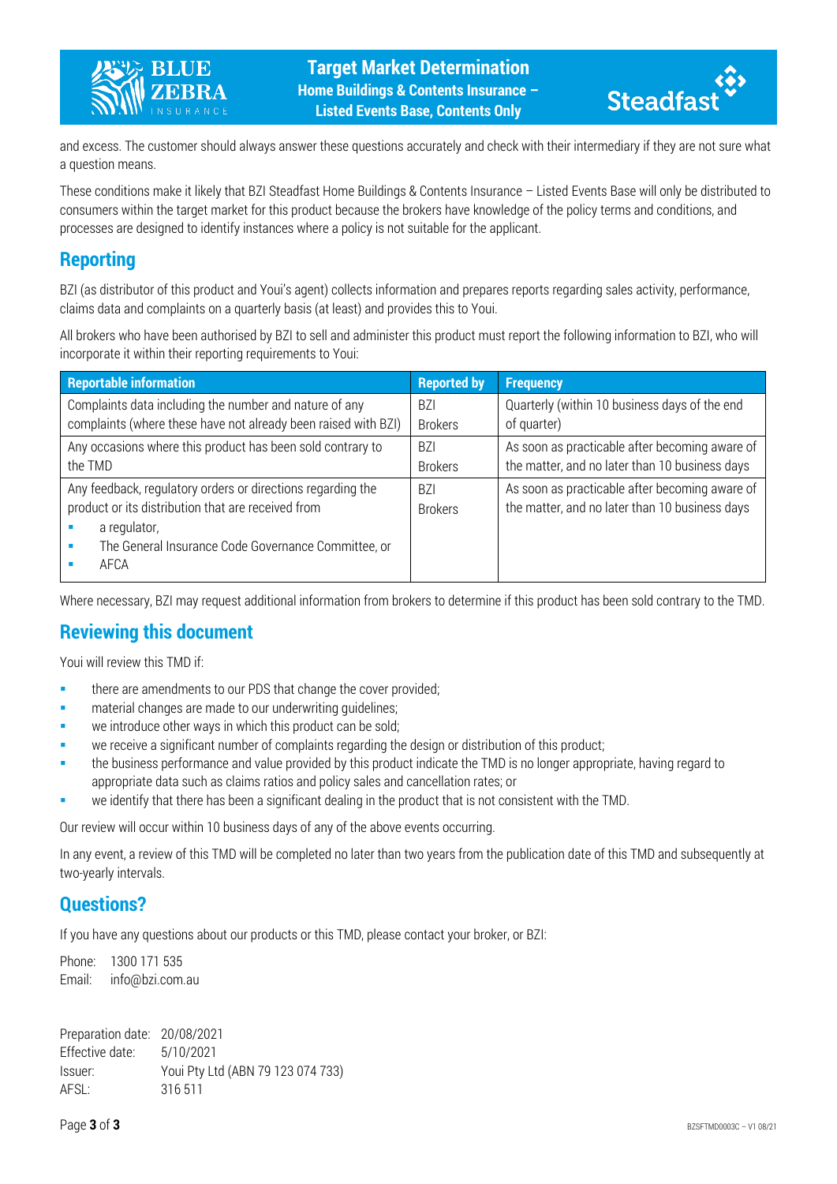and excess. The customer should always answer these questions accurately and check with their intermediary if they are not sure what a question means.

These conditions make it likely that BZI Steadfast Home Buildings & Contents Insurance – Listed Events Base will only be distributed to consumers within the target market for this product because the brokers have knowledge of the policy terms and conditions, and processes are designed to identify instances where a policy is not suitable for the applicant.

## Reporting

BZI (as distributor of this product and Youi's agent) collects information and prepares reports regarding sales activity, performance, claims data and complaints on a quarterly basis (at least) and provides this to Youi.

All brokers who have been authorised by BZI to sell and administer this product must report the following information to BZI, who will incorporate it within their reporting requirements to Youi:

| Reportable information | Reported by | Frequency |
|---|---|---|
| Complaints data including the number and nature of any complaints (where these have not already been raised with BZI) | BZI<br>Brokers | Quarterly (within 10 business days of the end of quarter) |
| Any occasions where this product has been sold contrary to the TMD | BZI<br>Brokers | As soon as practicable after becoming aware of the matter, and no later than 10 business days |
| Any feedback, regulatory orders or directions regarding the product or its distribution that are received from<br>▪ a regulator,<br>▪ The General Insurance Code Governance Committee, or<br>▪ AFCA | BZI<br>Brokers | As soon as practicable after becoming aware of the matter, and no later than 10 business days |

Where necessary, BZI may request additional information from brokers to determine if this product has been sold contrary to the TMD.

## Reviewing this document

Youi will review this TMD if:

- there are amendments to our PDS that change the cover provided;
- material changes are made to our underwriting guidelines;
- we introduce other ways in which this product can be sold;
- we receive a significant number of complaints regarding the design or distribution of this product;
- the business performance and value provided by this product indicate the TMD is no longer appropriate, having regard to appropriate data such as claims ratios and policy sales and cancellation rates; or
- we identify that there has been a significant dealing in the product that is not consistent with the TMD.

Our review will occur within 10 business days of any of the above events occurring.

In any event, a review of this TMD will be completed no later than two years from the publication date of this TMD and subsequently at two-yearly intervals.

## Questions?

If you have any questions about our products or this TMD, please contact your broker, or BZI:

Phone: 1300 171 535
Email: info@bzi.com.au

Preparation date: 20/08/2021
Effective date: 5/10/2021
Issuer: Youi Pty Ltd (ABN 79 123 074 733)
AFSL: 316 511

BZSFTMD0003C – V1 08/21